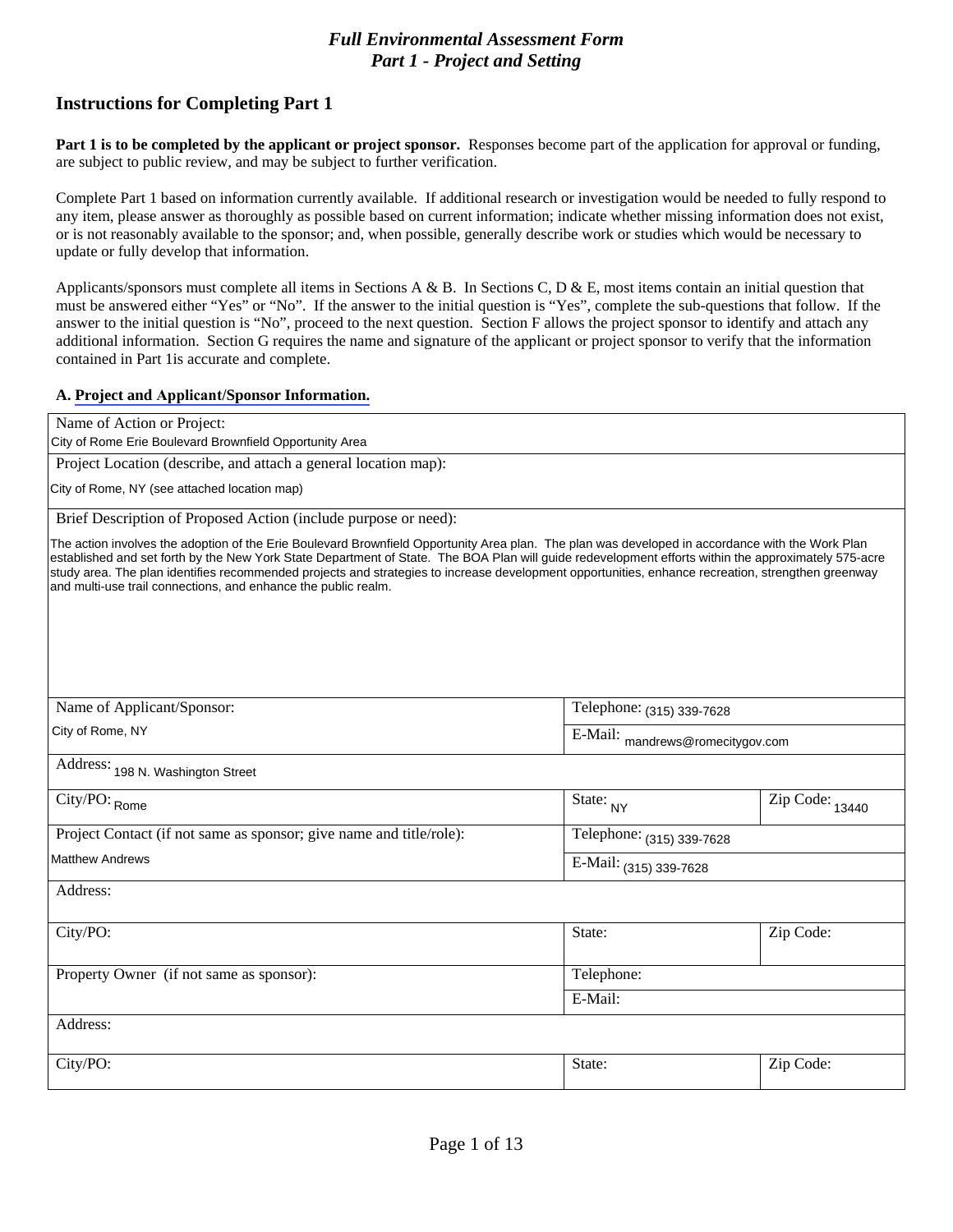# *Full Environmental Assessment Form*
## *Part 1 - Project and Setting*

## Instructions for Completing Part 1

**Part 1 is to be completed by the applicant or project sponsor.** Responses become part of the application for approval or funding, are subject to public review, and may be subject to further verification.

Complete Part 1 based on information currently available. If additional research or investigation would be needed to fully respond to any item, please answer as thoroughly as possible based on current information; indicate whether missing information does not exist, or is not reasonably available to the sponsor; and, when possible, generally describe work or studies which would be necessary to update or fully develop that information.

Applicants/sponsors must complete all items in Sections A & B. In Sections C, D & E, most items contain an initial question that must be answered either "Yes" or "No". If the answer to the initial question is "Yes", complete the sub-questions that follow. If the answer to the initial question is "No", proceed to the next question. Section F allows the project sponsor to identify and attach any additional information. Section G requires the name and signature of the applicant or project sponsor to verify that the information contained in Part 1is accurate and complete.

**A. Project and Applicant/Sponsor Information.**

| | | |
|---|---|---|
| Name of Action or Project: City of Rome Erie Boulevard Brownfield Opportunity Area | | |
| Project Location (describe, and attach a general location map): City of Rome, NY (see attached location map) | | |
| Brief Description of Proposed Action (include purpose or need): The action involves the adoption of the Erie Boulevard Brownfield Opportunity Area plan. The plan was developed in accordance with the Work Plan established and set forth by the New York State Department of State. The BOA Plan will guide redevelopment efforts within the approximately 575-acre study area. The plan identifies recommended projects and strategies to increase development opportunities, enhance recreation, strengthen greenway and multi-use trail connections, and enhance the public realm. | | |
| Name of Applicant/Sponsor: City of Rome, NY | Telephone: (315) 339-7628 | |
| | E-Mail: mandrews@romecitygov.com | |
| Address: 198 N. Washington Street | | |
| City/PO: Rome | State: NY | Zip Code: 13440 |
| Project Contact (if not same as sponsor; give name and title/role): Matthew Andrews | Telephone: (315) 339-7628 | |
| | E-Mail: (315) 339-7628 | |
| Address: | | |
| City/PO: | State: | Zip Code: |
| Property Owner (if not same as sponsor): | Telephone: | |
| | E-Mail: | |
| Address: | | |
| City/PO: | State: | Zip Code: |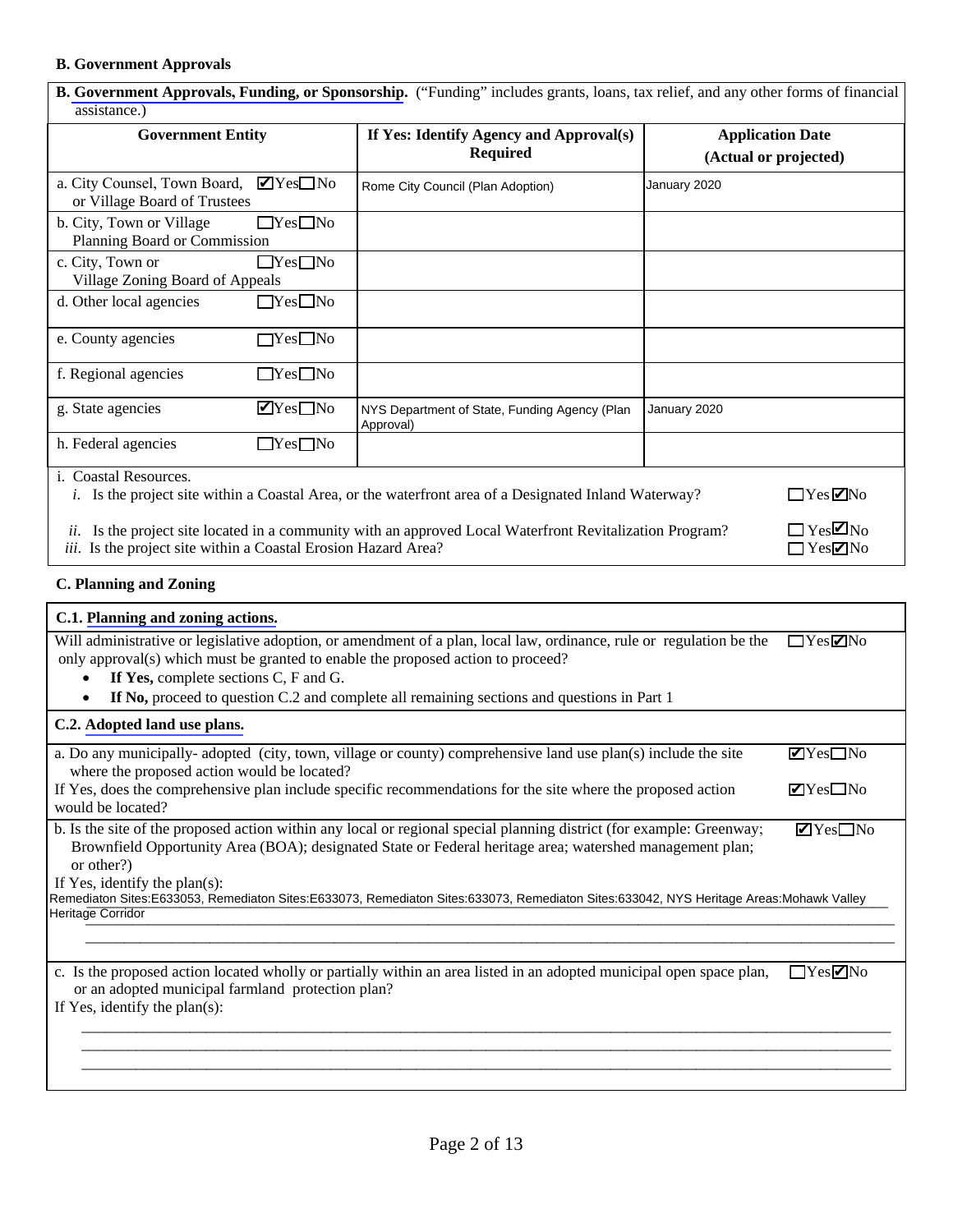**B. Government Approvals**

| **B. Government Approvals, Funding, or Sponsorship.** ("Funding" includes grants, loans, tax relief, and any other forms of financial assistance.) | | |
|---|---|---|
| **Government Entity** | **If Yes: Identify Agency and Approval(s) Required** | **Application Date (Actual or projected)** |
| a. City Counsel, Town Board, or Village Board of Trustees ☑Yes☐No | Rome City Council (Plan Adoption) | January 2020 |
| b. City, Town or Village Planning Board or Commission ☐Yes☐No | | |
| c. City, Town or Village Zoning Board of Appeals ☐Yes☐No | | |
| d. Other local agencies ☐Yes☐No | | |
| e. County agencies ☐Yes☐No | | |
| f. Regional agencies ☐Yes☐No | | |
| g. State agencies ☑Yes☐No | NYS Department of State, Funding Agency (Plan Approval) | January 2020 |
| h. Federal agencies ☐Yes☐No | | |

i. Coastal Resources.

*i.* Is the project site within a Coastal Area, or the waterfront area of a Designated Inland Waterway? ☐Yes☑No

*ii.* Is the project site located in a community with an approved Local Waterfront Revitalization Program? ☐Yes☑No

*iii.* Is the project site within a Coastal Erosion Hazard Area? ☐Yes☑No

**C. Planning and Zoning**

**C.1. Planning and zoning actions.**

Will administrative or legislative adoption, or amendment of a plan, local law, ordinance, rule or regulation be the only approval(s) which must be granted to enable the proposed action to proceed? ☐Yes☑No

- **If Yes,** complete sections C, F and G.
- **If No,** proceed to question C.2 and complete all remaining sections and questions in Part 1

**C.2. Adopted land use plans.**

a. Do any municipally- adopted (city, town, village or county) comprehensive land use plan(s) include the site where the proposed action would be located? ☑Yes☐No

If Yes, does the comprehensive plan include specific recommendations for the site where the proposed action would be located? ☑Yes☐No

b. Is the site of the proposed action within any local or regional special planning district (for example: Greenway; Brownfield Opportunity Area (BOA); designated State or Federal heritage area; watershed management plan; or other?) ☑Yes☐No

If Yes, identify the plan(s):

Remediaton Sites:E633053, Remediaton Sites:E633073, Remediaton Sites:633073, Remediaton Sites:633042, NYS Heritage Areas:Mohawk Valley Heritage Corridor

c. Is the proposed action located wholly or partially within an area listed in an adopted municipal open space plan, or an adopted municipal farmland protection plan? ☐Yes☑No

If Yes, identify the plan(s):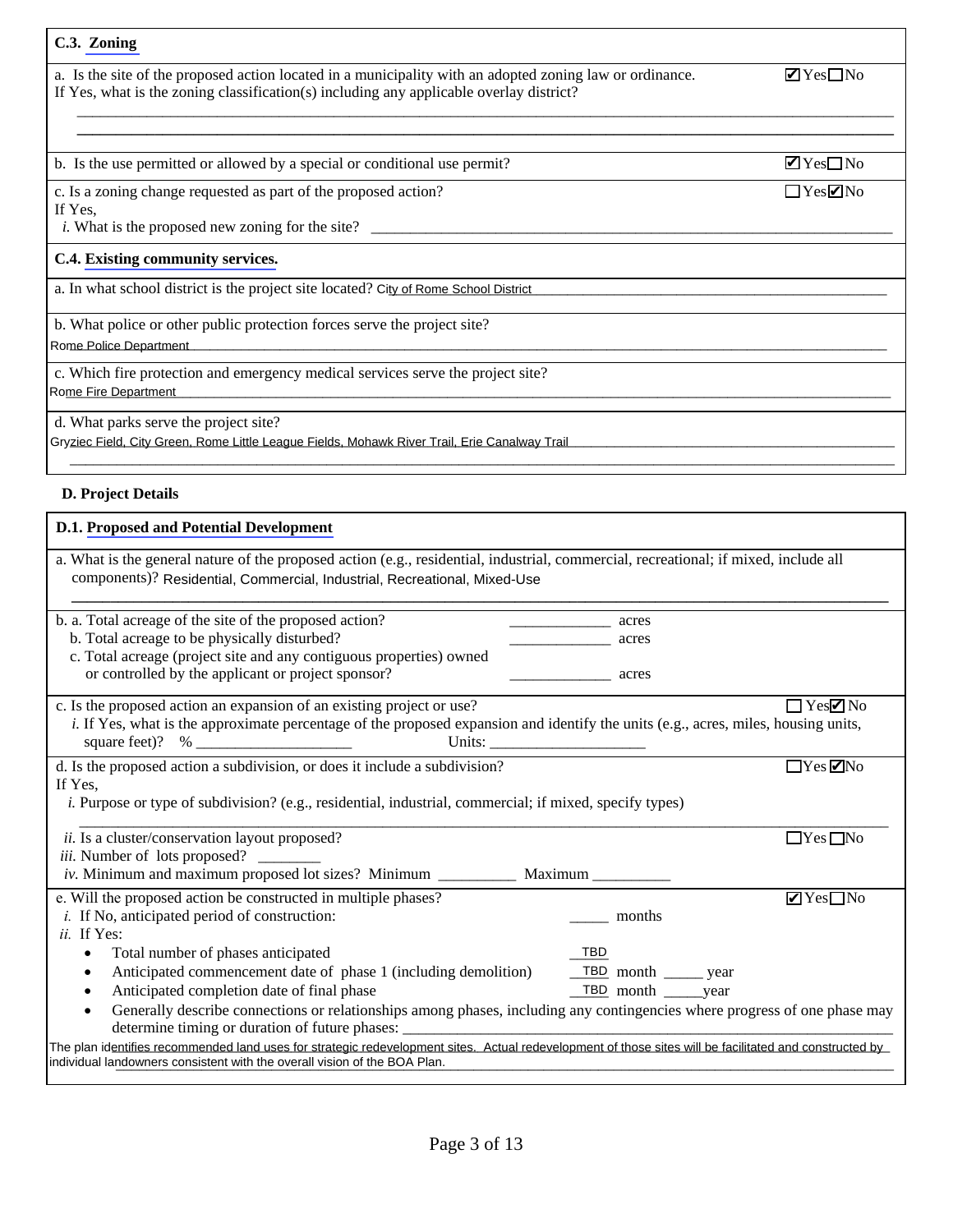### C.3. Zoning

a. Is the site of the proposed action located in a municipality with an adopted zoning law or ordinance. ☑ Yes ☐ No

If Yes, what is the zoning classification(s) including any applicable overlay district?

b. Is the use permitted or allowed by a special or conditional use permit? ☑ Yes ☐ No

c. Is a zoning change requested as part of the proposed action? ☐ Yes ☑ No

If Yes,

*i.* What is the proposed new zoning for the site? ______________________________

### C.4. Existing community services.

a. In what school district is the project site located? City of Rome School District

b. What police or other public protection forces serve the project site?

Rome Police Department

c. Which fire protection and emergency medical services serve the project site?

Rome Fire Department

d. What parks serve the project site?

Gryziec Field, City Green, Rome Little League Fields, Mohawk River Trail, Erie Canalway Trail

## D. Project Details

### D.1. Proposed and Potential Development

a. What is the general nature of the proposed action (e.g., residential, industrial, commercial, recreational; if mixed, include all components)? Residential, Commercial, Industrial, Recreational, Mixed-Use

b. a. Total acreage of the site of the proposed action? ____________ acres

b. Total acreage to be physically disturbed? ____________ acres

c. Total acreage (project site and any contiguous properties) owned or controlled by the applicant or project sponsor? ____________ acres

c. Is the proposed action an expansion of an existing project or use? ☐ Yes ☑ No

*i.* If Yes, what is the approximate percentage of the proposed expansion and identify the units (e.g., acres, miles, housing units, square feet)? % ____________ Units: ____________

d. Is the proposed action a subdivision, or does it include a subdivision? ☐ Yes ☑ No

If Yes,

*i.* Purpose or type of subdivision? (e.g., residential, industrial, commercial; if mixed, specify types)

*ii.* Is a cluster/conservation layout proposed? ☐ Yes ☐ No

*iii.* Number of lots proposed? ________

*iv.* Minimum and maximum proposed lot sizes? Minimum ________ Maximum ________

e. Will the proposed action be constructed in multiple phases? ☑ Yes ☐ No

*i.* If No, anticipated period of construction: _____ months

*ii.* If Yes:

- Total number of phases anticipated TBD
- Anticipated commencement date of phase 1 (including demolition) TBD month _____ year
- Anticipated completion date of final phase TBD month _____ year
- Generally describe connections or relationships among phases, including any contingencies where progress of one phase may determine timing or duration of future phases:

The plan identifies recommended land uses for strategic redevelopment sites. Actual redevelopment of those sites will be facilitated and constructed by individual landowners consistent with the overall vision of the BOA Plan.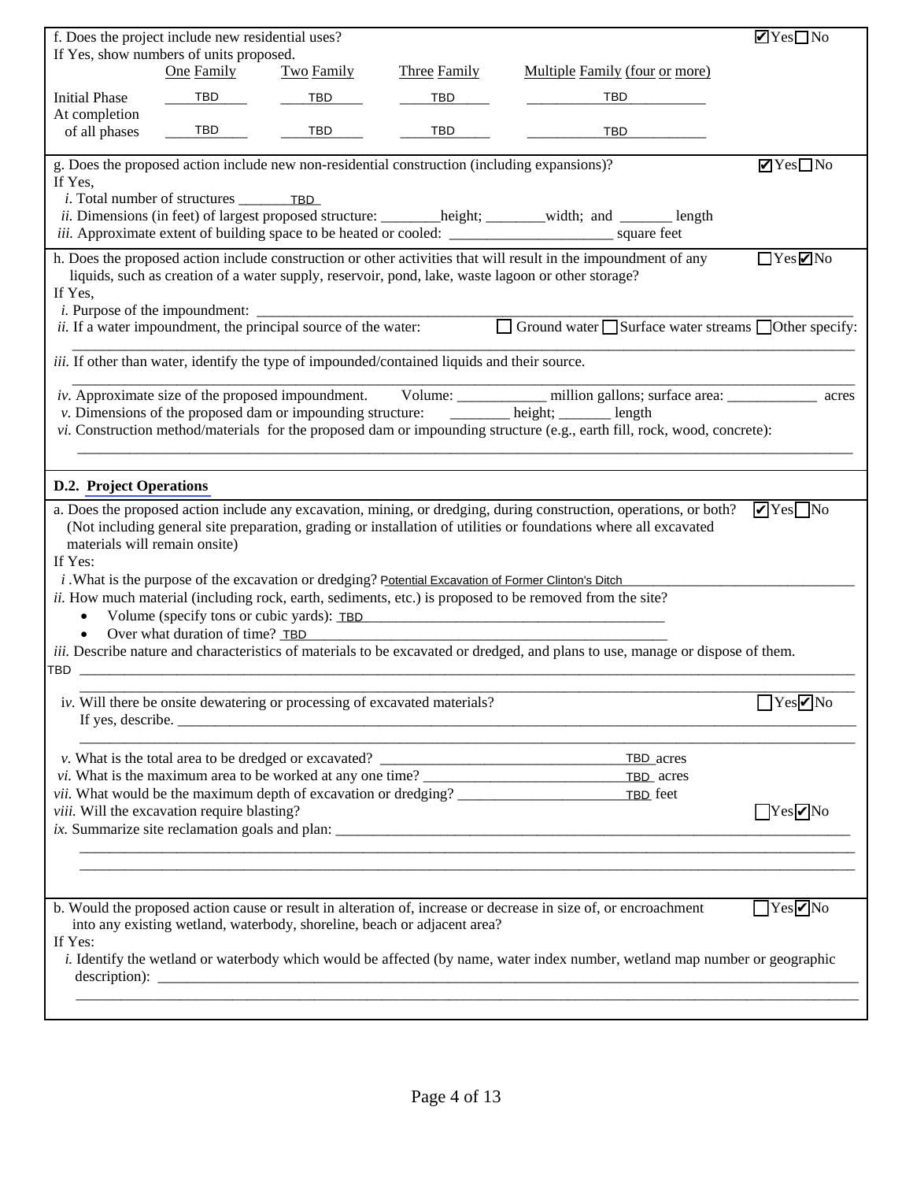f. Does the project include new residential uses? ☑ Yes ☐ No

If Yes, show numbers of units proposed.

| | One Family | Two Family | Three Family | Multiple Family (four or more) |
|---|---|---|---|---|
| Initial Phase | TBD | TBD | TBD | TBD |
| At completion of all phases | TBD | TBD | TBD | TBD |

g. Does the proposed action include new non-residential construction (including expansions)? ☑ Yes ☐ No

If Yes,

*i.* Total number of structures TBD

*ii.* Dimensions (in feet) of largest proposed structure: ________height; ________width; and _______ length

*iii.* Approximate extent of building space to be heated or cooled: ______________________ square feet

h. Does the proposed action include construction or other activities that will result in the impoundment of any liquids, such as creation of a water supply, reservoir, pond, lake, waste lagoon or other storage? ☐ Yes ☑ No

If Yes,

*i.* Purpose of the impoundment: ________________________________________________

*ii.* If a water impoundment, the principal source of the water: ☐ Ground water ☐ Surface water streams ☐ Other specify: ________________________________________________

*iii.* If other than water, identify the type of impounded/contained liquids and their source. ________________________________________________

*iv.* Approximate size of the proposed impoundment. Volume: ____________ million gallons; surface area: ____________ acres

*v.* Dimensions of the proposed dam or impounding structure: ________ height; _______ length

*vi.* Construction method/materials for the proposed dam or impounding structure (e.g., earth fill, rock, wood, concrete): ________________________________________________

## D.2. Project Operations

a. Does the proposed action include any excavation, mining, or dredging, during construction, operations, or both? (Not including general site preparation, grading or installation of utilities or foundations where all excavated materials will remain onsite) ☑ Yes ☐ No

If Yes:

*i* . What is the purpose of the excavation or dredging? Potential Excavation of Former Clinton's Ditch

*ii.* How much material (including rock, earth, sediments, etc.) is proposed to be removed from the site?

- Volume (specify tons or cubic yards): TBD
- Over what duration of time? TBD

*iii.* Describe nature and characteristics of materials to be excavated or dredged, and plans to use, manage or dispose of them.
TBD

*iv.* Will there be onsite dewatering or processing of excavated materials? ☐ Yes ☑ No
If yes, describe. ________________________________________________

*v.* What is the total area to be dredged or excavated? TBD acres

*vi.* What is the maximum area to be worked at any one time? TBD acres

*vii.* What would be the maximum depth of excavation or dredging? TBD feet

*viii.* Will the excavation require blasting? ☐ Yes ☑ No

*ix.* Summarize site reclamation goals and plan: ________________________________________________

b. Would the proposed action cause or result in alteration of, increase or decrease in size of, or encroachment into any existing wetland, waterbody, shoreline, beach or adjacent area? ☐ Yes ☑ No

If Yes:

*i.* Identify the wetland or waterbody which would be affected (by name, water index number, wetland map number or geographic description): ________________________________________________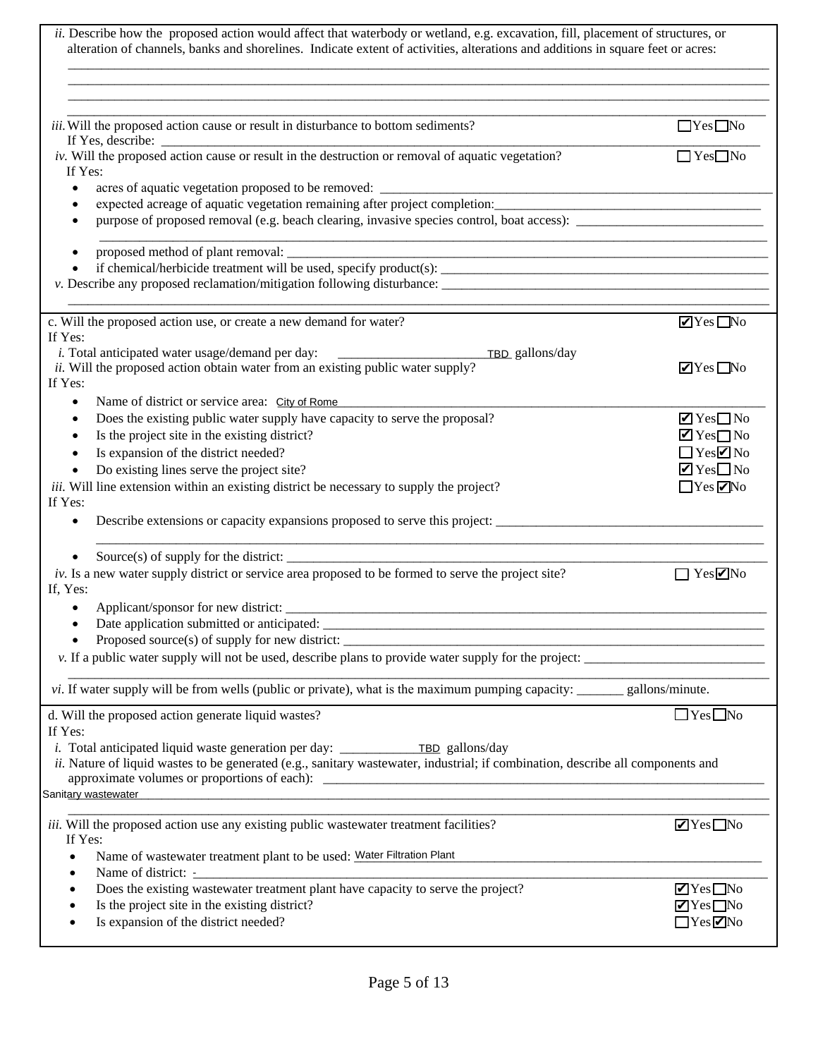*ii.* Describe how the proposed action would affect that waterbody or wetland, e.g. excavation, fill, placement of structures, or alteration of channels, banks and shorelines. Indicate extent of activities, alterations and additions in square feet or acres:

___

*iii.* Will the proposed action cause or result in disturbance to bottom sediments? ☐Yes ☐No

If Yes, describe: ___

*iv.* Will the proposed action cause or result in the destruction or removal of aquatic vegetation? ☐Yes ☐No

If Yes:

- acres of aquatic vegetation proposed to be removed: ___
- expected acreage of aquatic vegetation remaining after project completion: ___
- purpose of proposed removal (e.g. beach clearing, invasive species control, boat access): ___
- proposed method of plant removal: ___
- if chemical/herbicide treatment will be used, specify product(s): ___

*v.* Describe any proposed reclamation/mitigation following disturbance: ___

c. Will the proposed action use, or create a new demand for water? ☑Yes ☐No

If Yes:

*i.* Total anticipated water usage/demand per day: TBD gallons/day

*ii.* Will the proposed action obtain water from an existing public water supply? ☑Yes ☐No

If Yes:

- Name of district or service area: City of Rome
- Does the existing public water supply have capacity to serve the proposal? ☑Yes ☐No
- Is the project site in the existing district? ☑Yes ☐No
- Is expansion of the district needed? ☐Yes ☑No
- Do existing lines serve the project site? ☑Yes ☐No

*iii.* Will line extension within an existing district be necessary to supply the project? ☐Yes ☑No

If Yes:

- Describe extensions or capacity expansions proposed to serve this project: ___
- Source(s) of supply for the district: ___

*iv.* Is a new water supply district or service area proposed to be formed to serve the project site? ☐Yes ☑No

If, Yes:

- Applicant/sponsor for new district: ___
- Date application submitted or anticipated: ___
- Proposed source(s) of supply for new district: ___

*v.* If a public water supply will not be used, describe plans to provide water supply for the project: ___

*vi.* If water supply will be from wells (public or private), what is the maximum pumping capacity: _______ gallons/minute.

d. Will the proposed action generate liquid wastes? ☐Yes ☐No

If Yes:

*i.* Total anticipated liquid waste generation per day: TBD gallons/day

*ii.* Nature of liquid wastes to be generated (e.g., sanitary wastewater, industrial; if combination, describe all components and approximate volumes or proportions of each): Sanitary wastewater

*iii.* Will the proposed action use any existing public wastewater treatment facilities? ☑Yes ☐No

If Yes:

- Name of wastewater treatment plant to be used: Water Filtration Plant
- Name of district: -
- Does the existing wastewater treatment plant have capacity to serve the project? ☑Yes ☐No
- Is the project site in the existing district? ☑Yes ☐No
- Is expansion of the district needed? ☐Yes ☑No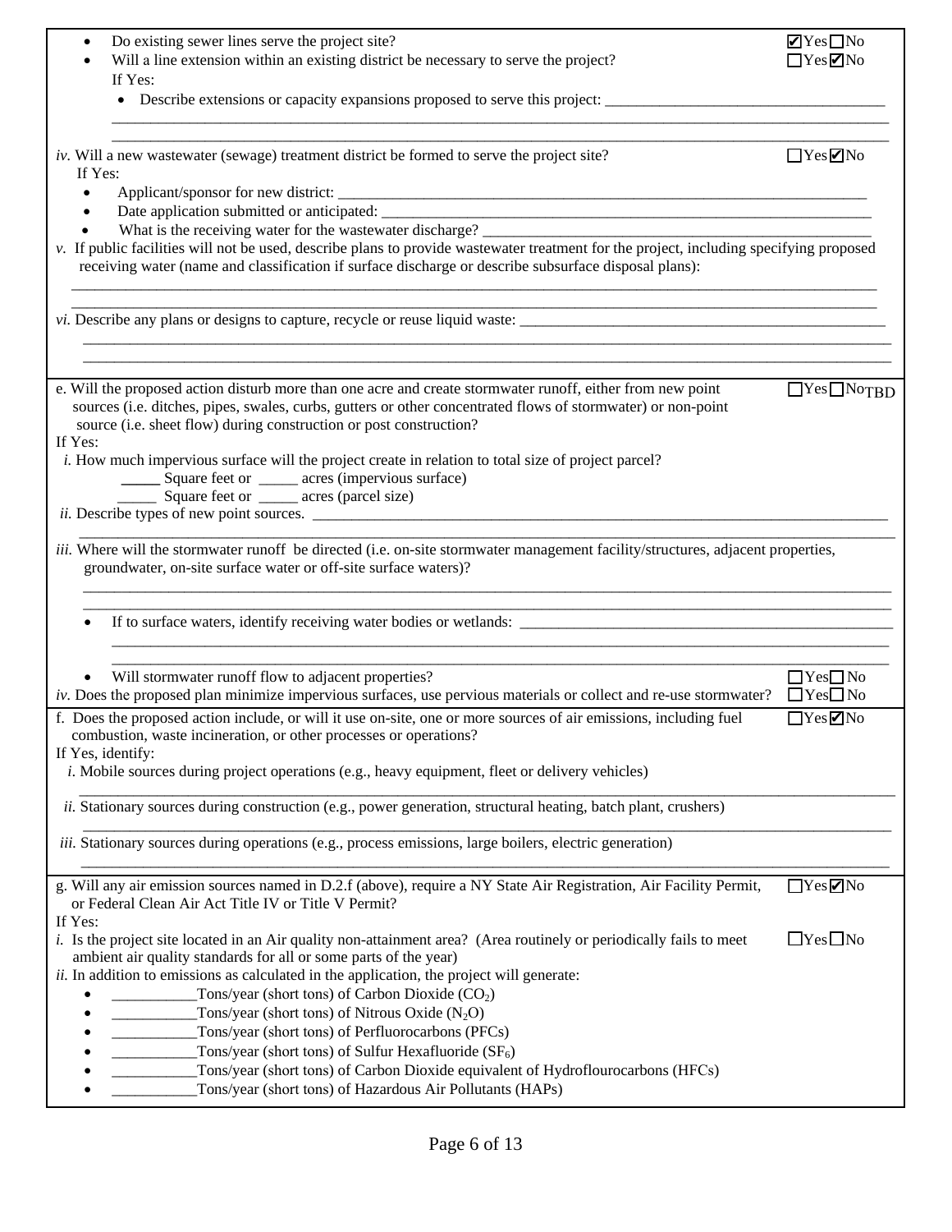- Do existing sewer lines serve the project site? ☑Yes ☐No
- Will a line extension within an existing district be necessary to serve the project? ☐Yes ☑No

  If Yes:

  - Describe extensions or capacity expansions proposed to serve this project: ______________________________

*iv.* Will a new wastewater (sewage) treatment district be formed to serve the project site? ☐Yes ☑No

If Yes:

- Applicant/sponsor for new district: ______________________________
- Date application submitted or anticipated: ______________________________
- What is the receiving water for the wastewater discharge? ______________________________

*v.* If public facilities will not be used, describe plans to provide wastewater treatment for the project, including specifying proposed receiving water (name and classification if surface discharge or describe subsurface disposal plans): ______________________________

*vi.* Describe any plans or designs to capture, recycle or reuse liquid waste: ______________________________

e. Will the proposed action disturb more than one acre and create stormwater runoff, either from new point sources (i.e. ditches, pipes, swales, curbs, gutters or other concentrated flows of stormwater) or non-point source (i.e. sheet flow) during construction or post construction? ☐Yes ☐No TBD

If Yes:

*i.* How much impervious surface will the project create in relation to total size of project parcel?

_____ Square feet or _____ acres (impervious surface)

_____ Square feet or _____ acres (parcel size)

*ii.* Describe types of new point sources. ______________________________

*iii.* Where will the stormwater runoff be directed (i.e. on-site stormwater management facility/structures, adjacent properties, groundwater, on-site surface water or off-site surface waters)? ______________________________

- If to surface waters, identify receiving water bodies or wetlands: ______________________________
- Will stormwater runoff flow to adjacent properties? ☐Yes ☐No

*iv.* Does the proposed plan minimize impervious surfaces, use pervious materials or collect and re-use stormwater? ☐Yes ☐No

f. Does the proposed action include, or will it use on-site, one or more sources of air emissions, including fuel combustion, waste incineration, or other processes or operations? ☐Yes ☑No

If Yes, identify:

*i.* Mobile sources during project operations (e.g., heavy equipment, fleet or delivery vehicles) ______________________________

*ii.* Stationary sources during construction (e.g., power generation, structural heating, batch plant, crushers) ______________________________

*iii.* Stationary sources during operations (e.g., process emissions, large boilers, electric generation) ______________________________

g. Will any air emission sources named in D.2.f (above), require a NY State Air Registration, Air Facility Permit, or Federal Clean Air Act Title IV or Title V Permit? ☐Yes ☑No

If Yes:

*i.* Is the project site located in an Air quality non-attainment area? (Area routinely or periodically fails to meet ambient air quality standards for all or some parts of the year) ☐Yes ☐No

*ii.* In addition to emissions as calculated in the application, the project will generate:

- ___________Tons/year (short tons) of Carbon Dioxide ($CO_2$)
- ___________Tons/year (short tons) of Nitrous Oxide ($N_2O$)
- ___________Tons/year (short tons) of Perfluorocarbons (PFCs)
- ___________Tons/year (short tons) of Sulfur Hexafluoride ($SF_6$)
- ___________Tons/year (short tons) of Carbon Dioxide equivalent of Hydroflourocarbons (HFCs)
- ___________Tons/year (short tons) of Hazardous Air Pollutants (HAPs)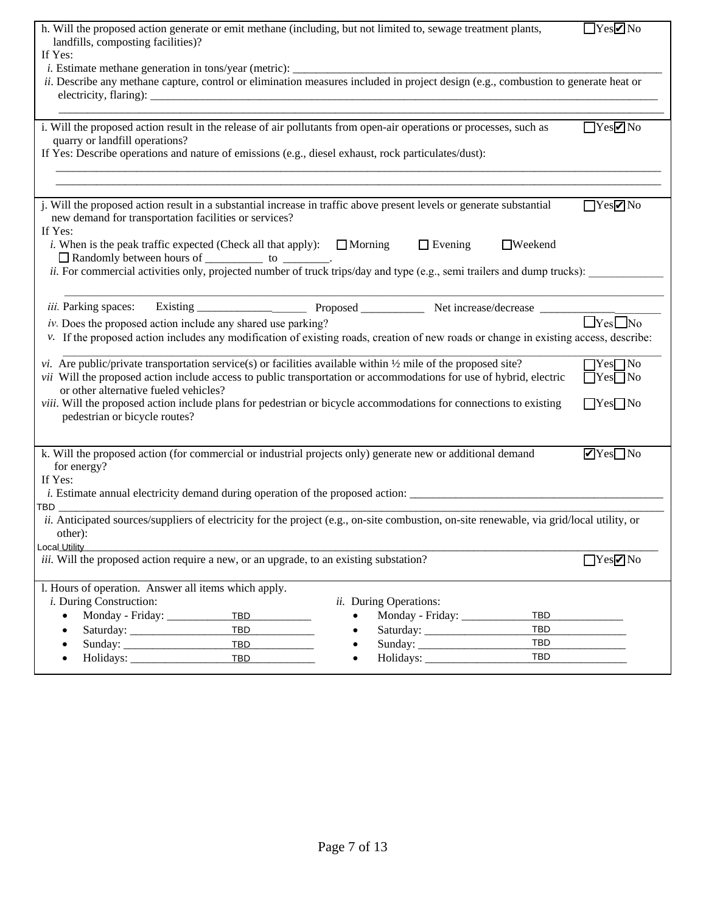h. Will the proposed action generate or emit methane (including, but not limited to, sewage treatment plants, landfills, composting facilities)? ☐ Yes ☑ No

If Yes:

*i.* Estimate methane generation in tons/year (metric): ______________________________

*ii.* Describe any methane capture, control or elimination measures included in project design (e.g., combustion to generate heat or electricity, flaring): ______________________________

______________________________

i. Will the proposed action result in the release of air pollutants from open-air operations or processes, such as quarry or landfill operations? ☐ Yes ☑ No

If Yes: Describe operations and nature of emissions (e.g., diesel exhaust, rock particulates/dust):

______________________________

______________________________

j. Will the proposed action result in a substantial increase in traffic above present levels or generate substantial new demand for transportation facilities or services? ☐ Yes ☑ No

If Yes:

*i.* When is the peak traffic expected (Check all that apply): ☐ Morning ☐ Evening ☐ Weekend
☐ Randomly between hours of __________ to ________.

*ii.* For commercial activities only, projected number of truck trips/day and type (e.g., semi trailers and dump trucks): ____________

______________________________

*iii.* Parking spaces: Existing ____________ Proposed ___________ Net increase/decrease ____________

*iv.* Does the proposed action include any shared use parking? ☐ Yes ☐ No

*v.* If the proposed action includes any modification of existing roads, creation of new roads or change in existing access, describe:

______________________________

*vi.* Are public/private transportation service(s) or facilities available within ½ mile of the proposed site? ☐ Yes ☐ No

*vii* Will the proposed action include access to public transportation or accommodations for use of hybrid, electric or other alternative fueled vehicles? ☐ Yes ☐ No

*viii.* Will the proposed action include plans for pedestrian or bicycle accommodations for connections to existing pedestrian or bicycle routes? ☐ Yes ☐ No

k. Will the proposed action (for commercial or industrial projects only) generate new or additional demand for energy? ☑ Yes ☐ No

If Yes:

*i.* Estimate annual electricity demand during operation of the proposed action: ______________________________

TBD

*ii.* Anticipated sources/suppliers of electricity for the project (e.g., on-site combustion, on-site renewable, via grid/local utility, or other):

Local Utility

*iii.* Will the proposed action require a new, or an upgrade, to an existing substation? ☐ Yes ☑ No

l. Hours of operation. Answer all items which apply.

*i.* During Construction:

- Monday - Friday: TBD
- Saturday: TBD
- Sunday: TBD
- Holidays: TBD

*ii.* During Operations:

- Monday - Friday: TBD
- Saturday: TBD
- Sunday: TBD
- Holidays: TBD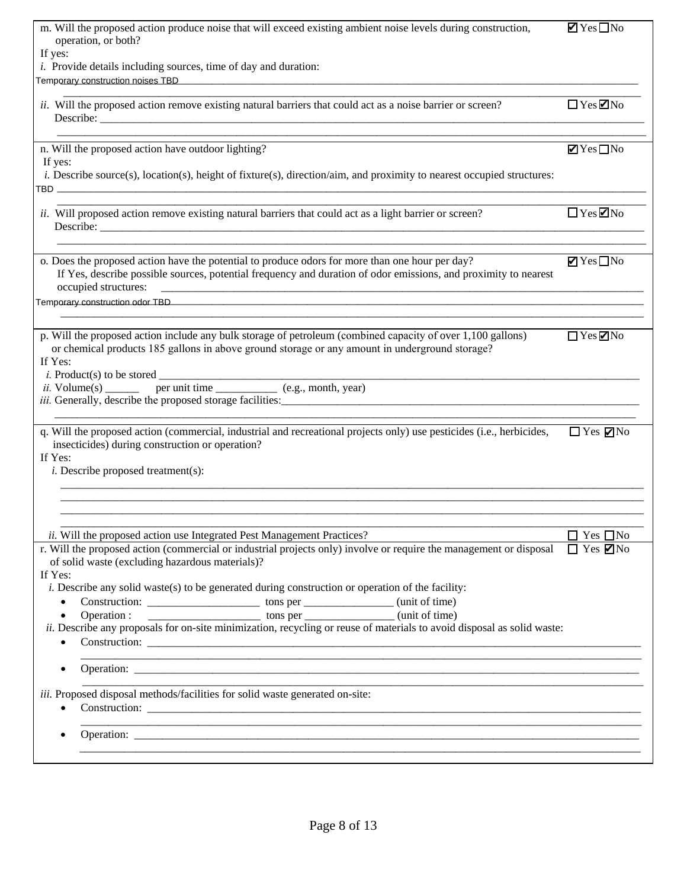m. Will the proposed action produce noise that will exceed existing ambient noise levels during construction, operation, or both? ☑ Yes ☐ No

If yes:

*i.* Provide details including sources, time of day and duration:

Temporary construction noises TBD

*ii.* Will the proposed action remove existing natural barriers that could act as a noise barrier or screen? ☐ Yes ☑ No

Describe: ______________________________

---

n. Will the proposed action have outdoor lighting? ☑ Yes ☐ No

If yes:

*i.* Describe source(s), location(s), height of fixture(s), direction/aim, and proximity to nearest occupied structures:

TBD

*ii.* Will proposed action remove existing natural barriers that could act as a light barrier or screen? ☐ Yes ☑ No

Describe: ______________________________

---

o. Does the proposed action have the potential to produce odors for more than one hour per day? ☑ Yes ☐ No

If Yes, describe possible sources, potential frequency and duration of odor emissions, and proximity to nearest occupied structures:

Temporary construction odor TBD

---

p. Will the proposed action include any bulk storage of petroleum (combined capacity of over 1,100 gallons) or chemical products 185 gallons in above ground storage or any amount in underground storage? ☐ Yes ☑ No

If Yes:

*i.* Product(s) to be stored ______________________________

*ii.* Volume(s) ______ per unit time ___________ (e.g., month, year)

*iii.* Generally, describe the proposed storage facilities: ______________________________

---

q. Will the proposed action (commercial, industrial and recreational projects only) use pesticides (i.e., herbicides, insecticides) during construction or operation? ☐ Yes ☑ No

If Yes:

*i.* Describe proposed treatment(s):

______________________________

*ii.* Will the proposed action use Integrated Pest Management Practices? ☐ Yes ☐ No

---

r. Will the proposed action (commercial or industrial projects only) involve or require the management or disposal of solid waste (excluding hazardous materials)? ☐ Yes ☑ No

If Yes:

*i.* Describe any solid waste(s) to be generated during construction or operation of the facility:

- Construction: ____________________ tons per ________________ (unit of time)
- Operation : ____________________ tons per ________________ (unit of time)

*ii.* Describe any proposals for on-site minimization, recycling or reuse of materials to avoid disposal as solid waste:

- Construction: ______________________________
- Operation: ______________________________

*iii.* Proposed disposal methods/facilities for solid waste generated on-site:

- Construction: ______________________________
- Operation: ______________________________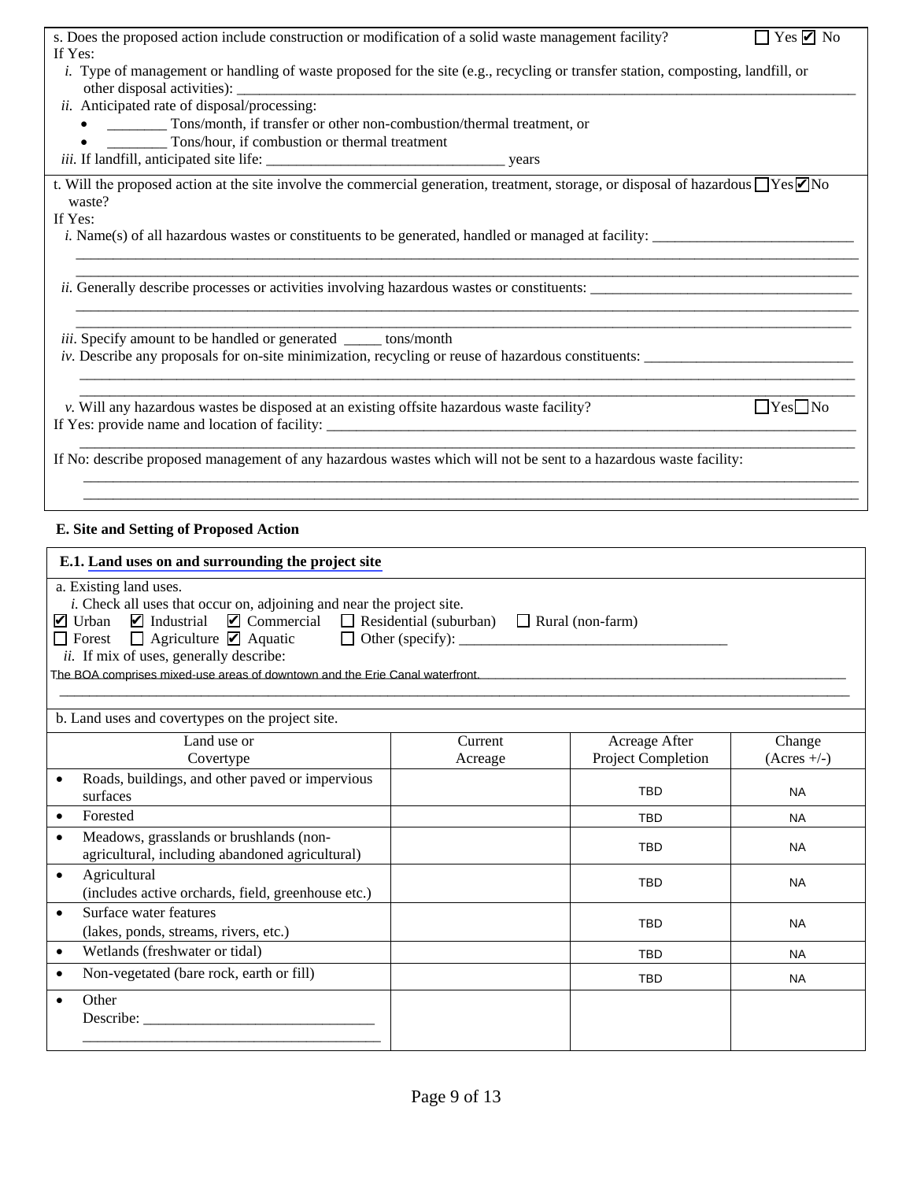s. Does the proposed action include construction or modification of a solid waste management facility? ☐ Yes ☑ No

If Yes:

*i.* Type of management or handling of waste proposed for the site (e.g., recycling or transfer station, composting, landfill, or other disposal activities): ____________

*ii.* Anticipated rate of disposal/processing:

- ________ Tons/month, if transfer or other non-combustion/thermal treatment, or
- ________ Tons/hour, if combustion or thermal treatment

*iii.* If landfill, anticipated site life: ____________ years

t. Will the proposed action at the site involve the commercial generation, treatment, storage, or disposal of hazardous waste? ☐ Yes ☑ No

If Yes:

*i.* Name(s) of all hazardous wastes or constituents to be generated, handled or managed at facility: ____________

*ii.* Generally describe processes or activities involving hazardous wastes or constituents: ____________

*iii.* Specify amount to be handled or generated _____ tons/month

*iv.* Describe any proposals for on-site minimization, recycling or reuse of hazardous constituents: ____________

*v.* Will any hazardous wastes be disposed at an existing offsite hazardous waste facility? ☐ Yes ☐ No

If Yes: provide name and location of facility: ____________

If No: describe proposed management of any hazardous wastes which will not be sent to a hazardous waste facility: ____________

## E. Site and Setting of Proposed Action

### E.1. Land uses on and surrounding the project site

a. Existing land uses.

*i.* Check all uses that occur on, adjoining and near the project site.

☑ Urban ☑ Industrial ☑ Commercial ☐ Residential (suburban) ☐ Rural (non-farm)
☐ Forest ☐ Agriculture ☑ Aquatic ☐ Other (specify): ____________

*ii.* If mix of uses, generally describe:

The BOA comprises mixed-use areas of downtown and the Erie Canal waterfront.

b. Land uses and covertypes on the project site.

| Land use or Covertype | Current Acreage | Acreage After Project Completion | Change (Acres +/-) |
|---|---|---|---|
| • Roads, buildings, and other paved or impervious surfaces | | TBD | NA |
| • Forested | | TBD | NA |
| • Meadows, grasslands or brushlands (non-agricultural, including abandoned agricultural) | | TBD | NA |
| • Agricultural (includes active orchards, field, greenhouse etc.) | | TBD | NA |
| • Surface water features (lakes, ponds, streams, rivers, etc.) | | TBD | NA |
| • Wetlands (freshwater or tidal) | | TBD | NA |
| • Non-vegetated (bare rock, earth or fill) | | TBD | NA |
| • Other Describe: ____________ | | | |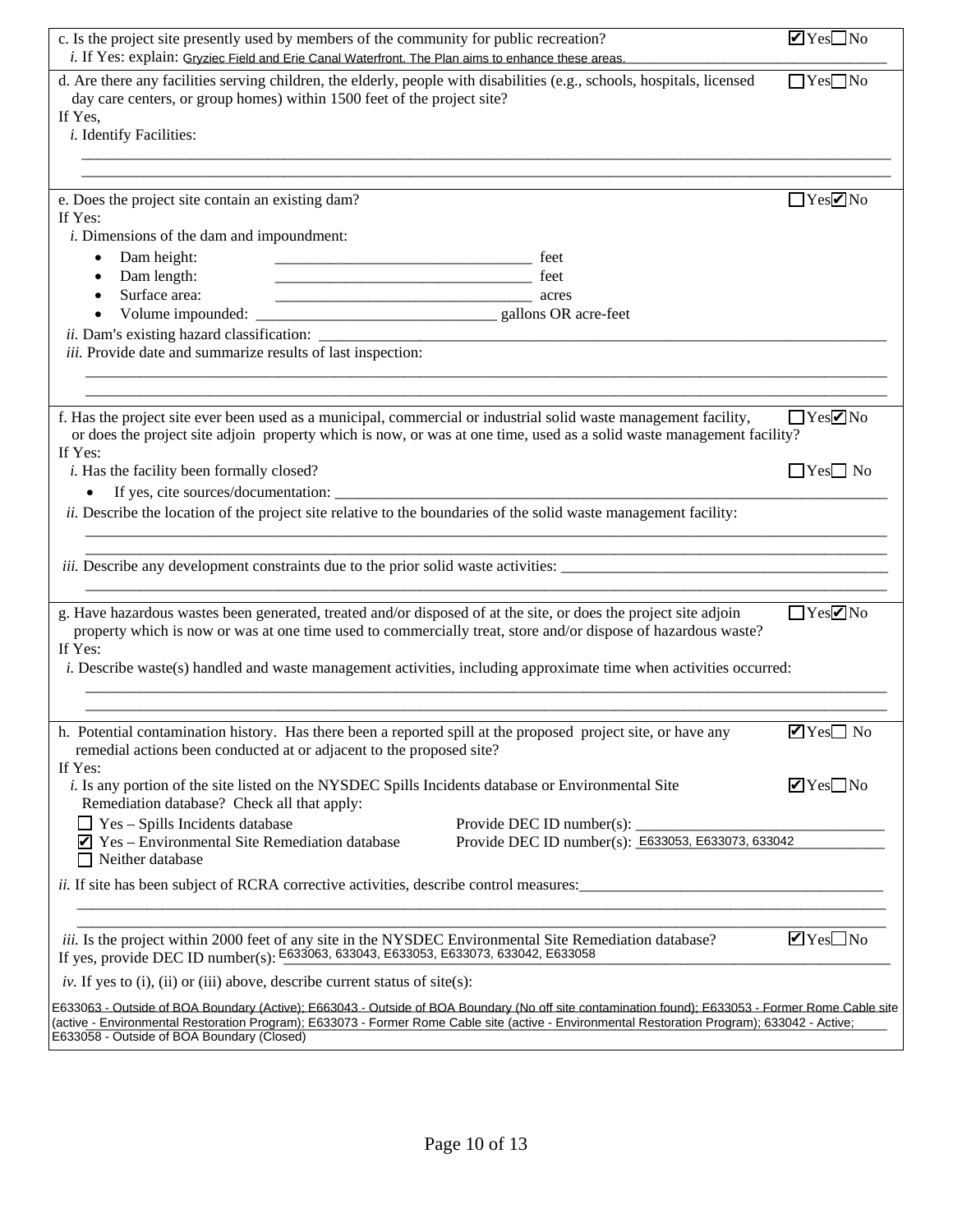c. Is the project site presently used by members of the community for public recreation? ☑ Yes ☐ No

*i.* If Yes: explain: Gryziec Field and Erie Canal Waterfront. The Plan aims to enhance these areas.

d. Are there any facilities serving children, the elderly, people with disabilities (e.g., schools, hospitals, licensed day care centers, or group homes) within 1500 feet of the project site? ☐ Yes ☐ No

If Yes,

*i.* Identify Facilities: ______________________________

e. Does the project site contain an existing dam? ☐ Yes ☑ No

If Yes:

*i.* Dimensions of the dam and impoundment:

- Dam height: ______________ feet
- Dam length: ______________ feet
- Surface area: ______________ acres
- Volume impounded: ______________ gallons OR acre-feet

*ii.* Dam's existing hazard classification: ______________

*iii.* Provide date and summarize results of last inspection: ______________

f. Has the project site ever been used as a municipal, commercial or industrial solid waste management facility, or does the project site adjoin property which is now, or was at one time, used as a solid waste management facility? ☐ Yes ☑ No

If Yes:

*i.* Has the facility been formally closed? ☐ Yes ☐ No

- If yes, cite sources/documentation: ______________

*ii.* Describe the location of the project site relative to the boundaries of the solid waste management facility: ______________

*iii.* Describe any development constraints due to the prior solid waste activities: ______________

g. Have hazardous wastes been generated, treated and/or disposed of at the site, or does the project site adjoin property which is now or was at one time used to commercially treat, store and/or dispose of hazardous waste? ☐ Yes ☑ No

If Yes:

*i.* Describe waste(s) handled and waste management activities, including approximate time when activities occurred: ______________

h. Potential contamination history. Has there been a reported spill at the proposed project site, or have any remedial actions been conducted at or adjacent to the proposed site? ☑ Yes ☐ No

If Yes:

*i.* Is any portion of the site listed on the NYSDEC Spills Incidents database or Environmental Site Remediation database? Check all that apply: ☑ Yes ☐ No

☐ Yes – Spills Incidents database — Provide DEC ID number(s): ______________

☑ Yes – Environmental Site Remediation database — Provide DEC ID number(s): E633053, E633073, 633042

☐ Neither database

*ii.* If site has been subject of RCRA corrective activities, describe control measures: ______________

*iii.* Is the project within 2000 feet of any site in the NYSDEC Environmental Site Remediation database? ☑ Yes ☐ No

If yes, provide DEC ID number(s): E633063, 633043, E633053, E633073, 633042, E633058

*iv.* If yes to (i), (ii) or (iii) above, describe current status of site(s):

E633063 - Outside of BOA Boundary (Active); E663043 - Outside of BOA Boundary (No off site contamination found); E633053 - Former Rome Cable site (active - Environmental Restoration Program); E633073 - Former Rome Cable site (active - Environmental Restoration Program); 633042 - Active; E633058 - Outside of BOA Boundary (Closed)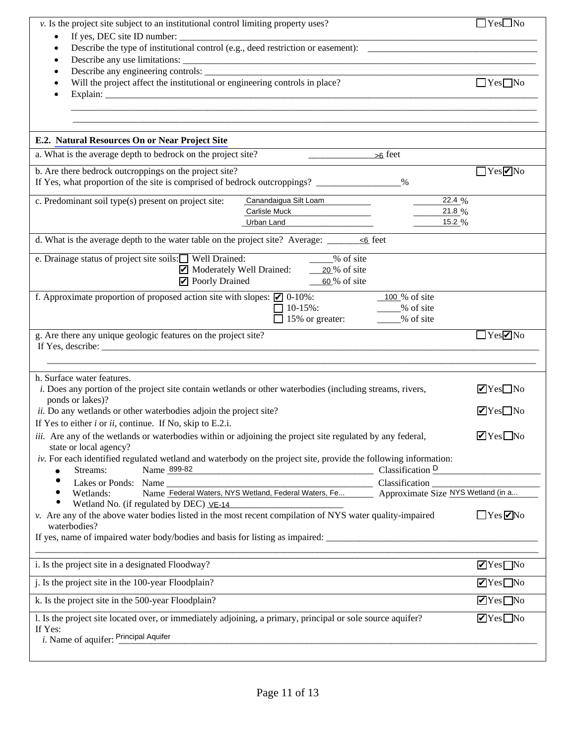*v.* Is the project site subject to an institutional control limiting property uses? ☐ Yes ☐ No

- If yes, DEC site ID number: ____________
- Describe the type of institutional control (e.g., deed restriction or easement): ____________
- Describe any use limitations: ____________
- Describe any engineering controls: ____________
- Will the project affect the institutional or engineering controls in place? ☐ Yes ☐ No
- Explain: ____________

## E.2. Natural Resources On or Near Project Site

a. What is the average depth to bedrock on the project site? >6 feet

b. Are there bedrock outcroppings on the project site? ☐ Yes ☑ No
If Yes, what proportion of the site is comprised of bedrock outcroppings? ______ %

c. Predominant soil type(s) present on project site:

| Soil type | % |
| --- | --- |
| Canandaigua Silt Loam | 22.4 % |
| Carlisle Muck | 21.8 % |
| Urban Land | 15.2 % |

d. What is the average depth to the water table on the project site? Average: <6 feet

e. Drainage status of project site soils:
- ☐ Well Drained: ____% of site
- ☑ Moderately Well Drained: 20 % of site
- ☑ Poorly Drained 60 % of site

f. Approximate proportion of proposed action site with slopes:
- ☑ 0-10%: 100 % of site
- ☐ 10-15%: ____% of site
- ☐ 15% or greater: ____% of site

g. Are there any unique geologic features on the project site? ☐ Yes ☑ No
If Yes, describe: ____________

h. Surface water features.

*i.* Does any portion of the project site contain wetlands or other waterbodies (including streams, rivers, ponds or lakes)? ☑ Yes ☐ No

*ii.* Do any wetlands or other waterbodies adjoin the project site? ☑ Yes ☐ No

If Yes to either *i* or *ii*, continue. If No, skip to E.2.i.

*iii.* Are any of the wetlands or waterbodies within or adjoining the project site regulated by any federal, state or local agency? ☑ Yes ☐ No

*iv.* For each identified regulated wetland and waterbody on the project site, provide the following information:

- Streams: Name 899-82 Classification D
- Lakes or Ponds: Name ____________ Classification ____________
- Wetlands: Name Federal Waters, NYS Wetland, Federal Waters, Fe... Approximate Size NYS Wetland (in a...
- Wetland No. (if regulated by DEC) VE-14

*v.* Are any of the above water bodies listed in the most recent compilation of NYS water quality-impaired waterbodies? ☐ Yes ☑ No

If yes, name of impaired water body/bodies and basis for listing as impaired: ____________

i. Is the project site in a designated Floodway? ☑ Yes ☐ No

j. Is the project site in the 100-year Floodplain? ☑ Yes ☐ No

k. Is the project site in the 500-year Floodplain? ☑ Yes ☐ No

l. Is the project site located over, or immediately adjoining, a primary, principal or sole source aquifer? ☑ Yes ☐ No
If Yes:
*i.* Name of aquifer: Principal Aquifer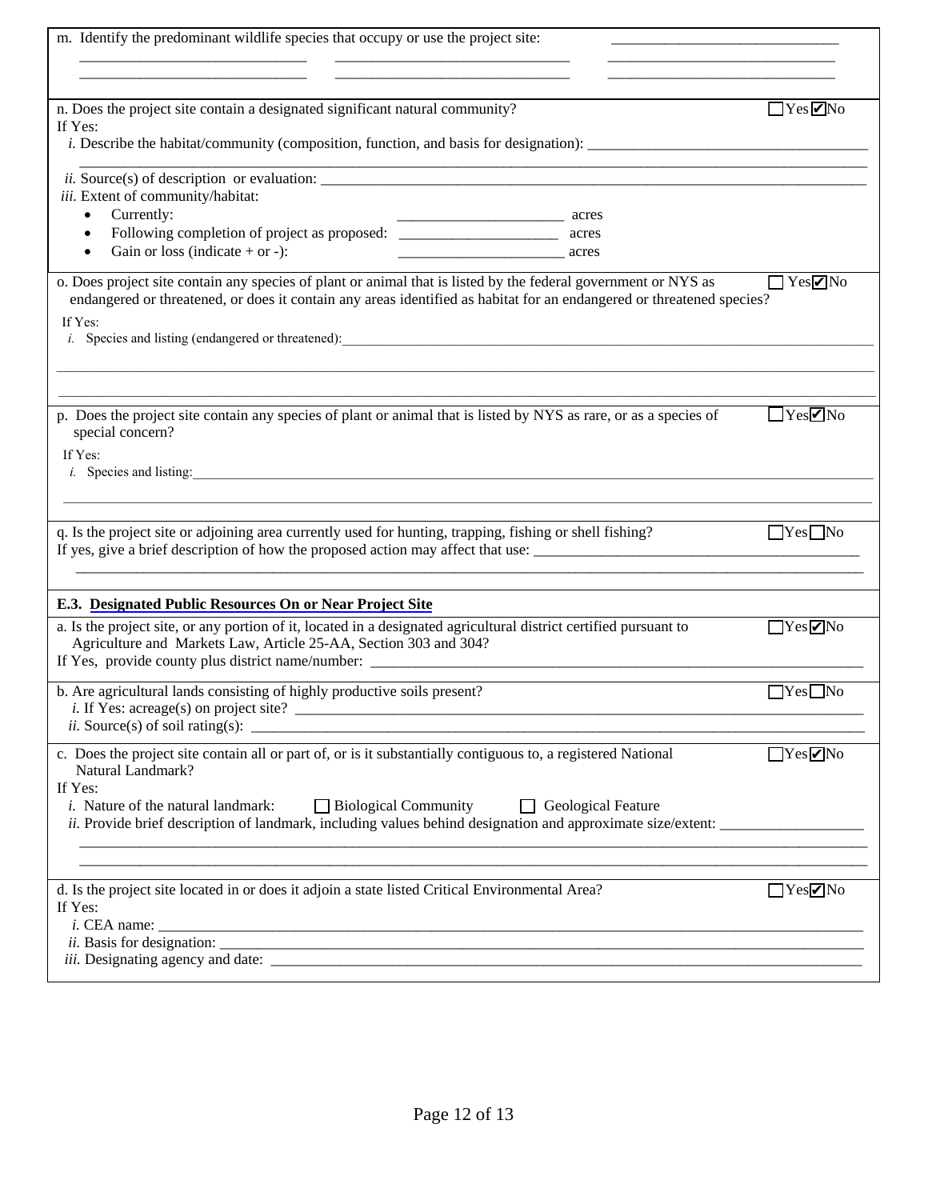m. Identify the predominant wildlife species that occupy or use the project site: ______________________________

______________________________ ______________________________ ______________________________

______________________________ ______________________________ ______________________________

n. Does the project site contain a designated significant natural community? ☐ Yes ☑ No

If Yes:

*i.* Describe the habitat/community (composition, function, and basis for designation): ______________________________

______________________________________________________________________________________________

*ii.* Source(s) of description or evaluation: ______________________________________________________________

*iii.* Extent of community/habitat:

- Currently: ______________________ acres
- Following completion of project as proposed: ______________________ acres
- Gain or loss (indicate + or -): ______________________ acres

o. Does project site contain any species of plant or animal that is listed by the federal government or NYS as endangered or threatened, or does it contain any areas identified as habitat for an endangered or threatened species? ☐ Yes ☑ No

If Yes:

*i.* Species and listing (endangered or threatened): ______________________________________________________________

______________________________________________________________________________________________

______________________________________________________________________________________________

p. Does the project site contain any species of plant or animal that is listed by NYS as rare, or as a species of special concern? ☐ Yes ☑ No

If Yes:

*i.* Species and listing: ______________________________________________________________________________

______________________________________________________________________________________________

q. Is the project site or adjoining area currently used for hunting, trapping, fishing or shell fishing? ☐ Yes ☐ No

If yes, give a brief description of how the proposed action may affect that use: ______________________________

______________________________________________________________________________________________

**E.3. Designated Public Resources On or Near Project Site**

a. Is the project site, or any portion of it, located in a designated agricultural district certified pursuant to Agriculture and Markets Law, Article 25-AA, Section 303 and 304? ☐ Yes ☑ No

If Yes, provide county plus district name/number: ______________________________________________________________

b. Are agricultural lands consisting of highly productive soils present? ☐ Yes ☐ No

*i.* If Yes: acreage(s) on project site? ______________________________________________________________

*ii.* Source(s) of soil rating(s): ______________________________________________________________

c. Does the project site contain all or part of, or is it substantially contiguous to, a registered National Natural Landmark? ☐ Yes ☑ No

If Yes:

*i.* Nature of the natural landmark: ☐ Biological Community ☐ Geological Feature

*ii.* Provide brief description of landmark, including values behind designation and approximate size/extent: __________________

______________________________________________________________________________________________

______________________________________________________________________________________________

d. Is the project site located in or does it adjoin a state listed Critical Environmental Area? ☐ Yes ☑ No

If Yes:

*i.* CEA name: ______________________________________________________________________________

*ii.* Basis for designation: ______________________________________________________________________

*iii.* Designating agency and date: ______________________________________________________________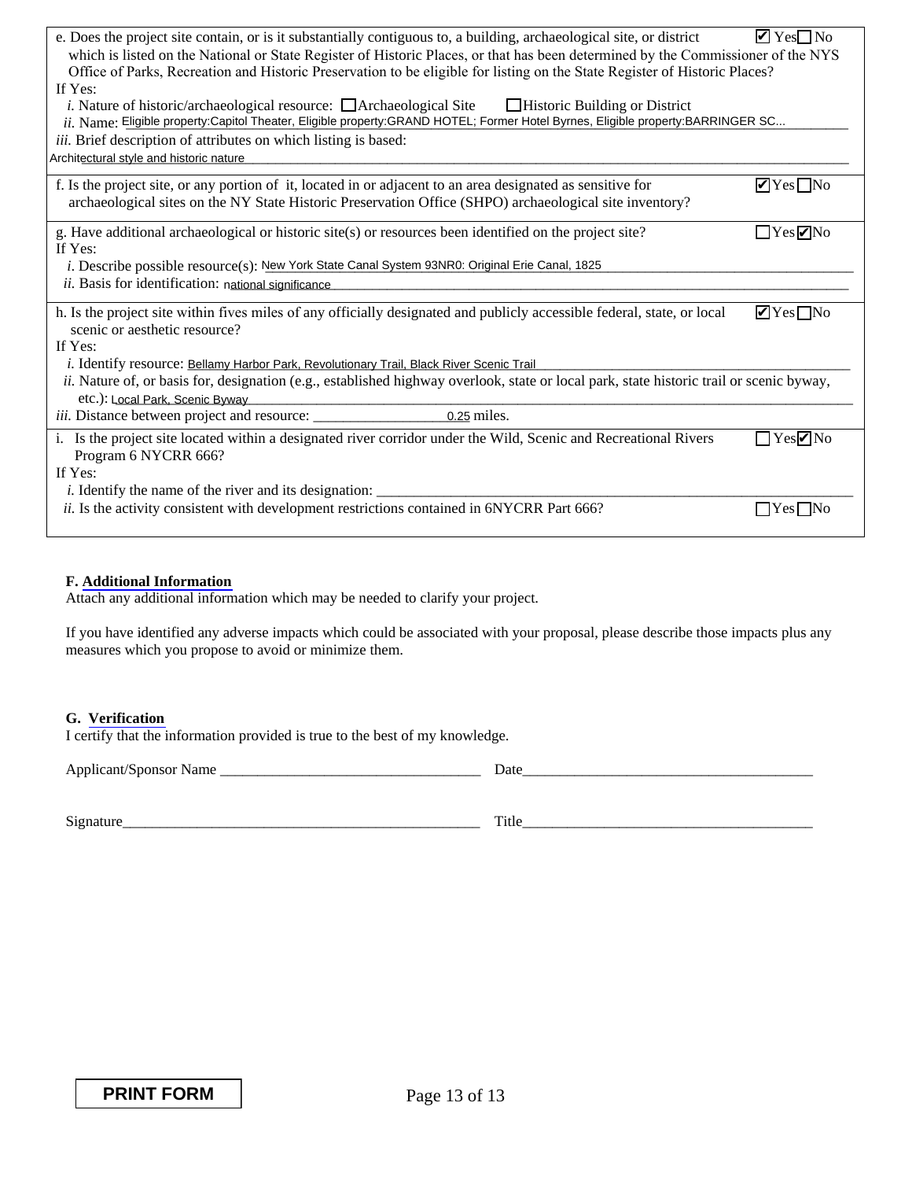e. Does the project site contain, or is it substantially contiguous to, a building, archaeological site, or district which is listed on the National or State Register of Historic Places, or that has been determined by the Commissioner of the NYS Office of Parks, Recreation and Historic Preservation to be eligible for listing on the State Register of Historic Places? ☑ Yes ☐ No

If Yes:

*i.* Nature of historic/archaeological resource: ☐ Archaeological Site ☐ Historic Building or District

*ii.* Name: Eligible property:Capitol Theater, Eligible property:GRAND HOTEL; Former Hotel Byrnes, Eligible property:BARRINGER SC...

*iii.* Brief description of attributes on which listing is based:

Architectural style and historic nature

f. Is the project site, or any portion of it, located in or adjacent to an area designated as sensitive for archaeological sites on the NY State Historic Preservation Office (SHPO) archaeological site inventory? ☑ Yes ☐ No

g. Have additional archaeological or historic site(s) or resources been identified on the project site? ☐ Yes ☑ No

If Yes:

*i.* Describe possible resource(s): New York State Canal System 93NR0: Original Erie Canal, 1825

*ii.* Basis for identification: national significance

h. Is the project site within fives miles of any officially designated and publicly accessible federal, state, or local scenic or aesthetic resource? ☑ Yes ☐ No

If Yes:

*i.* Identify resource: Bellamy Harbor Park, Revolutionary Trail, Black River Scenic Trail

*ii.* Nature of, or basis for, designation (e.g., established highway overlook, state or local park, state historic trail or scenic byway, etc.): Local Park, Scenic Byway

*iii.* Distance between project and resource: 0.25 miles.

i. Is the project site located within a designated river corridor under the Wild, Scenic and Recreational Rivers Program 6 NYCRR 666? ☐ Yes ☑ No

If Yes:

*i.* Identify the name of the river and its designation: \_\_\_\_\_\_\_\_\_\_\_\_\_\_\_\_

*ii.* Is the activity consistent with development restrictions contained in 6NYCRR Part 666? ☐ Yes ☐ No

**F. Additional Information**

Attach any additional information which may be needed to clarify your project.

If you have identified any adverse impacts which could be associated with your proposal, please describe those impacts plus any measures which you propose to avoid or minimize them.

**G. Verification**

I certify that the information provided is true to the best of my knowledge.

Applicant/Sponsor Name \_\_\_\_\_\_\_\_\_\_\_\_\_\_\_\_ Date\_\_\_\_\_\_\_\_\_\_\_\_\_\_\_\_

Signature\_\_\_\_\_\_\_\_\_\_\_\_\_\_\_\_ Title\_\_\_\_\_\_\_\_\_\_\_\_\_\_\_\_

PRINT FORM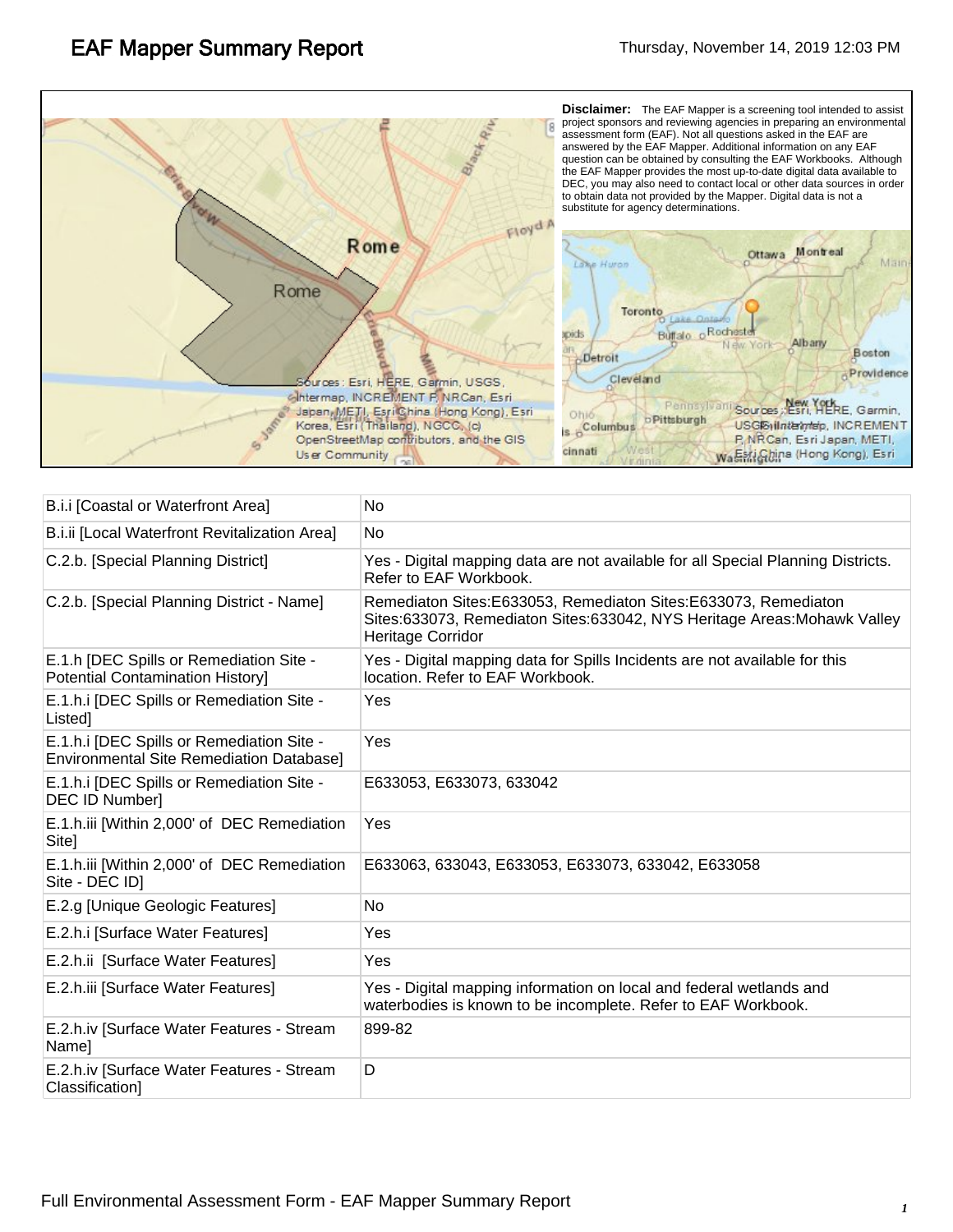# EAF Mapper Summary Report

Thursday, November 14, 2019 12:03 PM

**Disclaimer:** The EAF Mapper is a screening tool intended to assist project sponsors and reviewing agencies in preparing an environmental assessment form (EAF). Not all questions asked in the EAF are answered by the EAF Mapper. Additional information on any EAF question can be obtained by consulting the EAF Workbooks. Although the EAF Mapper provides the most up-to-date digital data available to DEC, you may also need to contact local or other data sources in order to obtain data not provided by the Mapper. Digital data is not a substitute for agency determinations.

| | |
|---|---|
| B.i.i [Coastal or Waterfront Area] | No |
| B.i.ii [Local Waterfront Revitalization Area] | No |
| C.2.b. [Special Planning District] | Yes - Digital mapping data are not available for all Special Planning Districts. Refer to EAF Workbook. |
| C.2.b. [Special Planning District - Name] | Remediaton Sites:E633053, Remediaton Sites:E633073, Remediaton Sites:633073, Remediaton Sites:633042, NYS Heritage Areas:Mohawk Valley Heritage Corridor |
| E.1.h [DEC Spills or Remediation Site - Potential Contamination History] | Yes - Digital mapping data for Spills Incidents are not available for this location. Refer to EAF Workbook. |
| E.1.h.i [DEC Spills or Remediation Site - Listed] | Yes |
| E.1.h.i [DEC Spills or Remediation Site - Environmental Site Remediation Database] | Yes |
| E.1.h.i [DEC Spills or Remediation Site - DEC ID Number] | E633053, E633073, 633042 |
| E.1.h.iii [Within 2,000' of DEC Remediation Site] | Yes |
| E.1.h.iii [Within 2,000' of DEC Remediation Site - DEC ID] | E633063, 633043, E633053, E633073, 633042, E633058 |
| E.2.g [Unique Geologic Features] | No |
| E.2.h.i [Surface Water Features] | Yes |
| E.2.h.ii [Surface Water Features] | Yes |
| E.2.h.iii [Surface Water Features] | Yes - Digital mapping information on local and federal wetlands and waterbodies is known to be incomplete. Refer to EAF Workbook. |
| E.2.h.iv [Surface Water Features - Stream Name] | 899-82 |
| E.2.h.iv [Surface Water Features - Stream Classification] | D |

Full Environmental Assessment Form - EAF Mapper Summary Report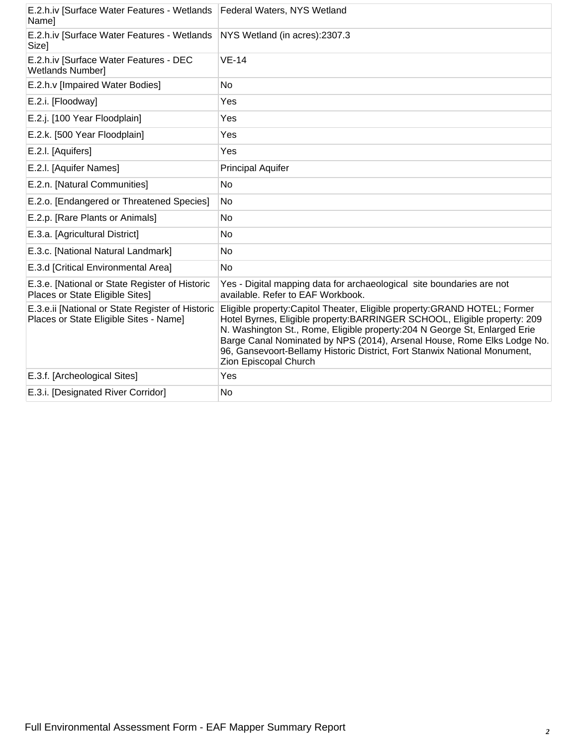| | |
|---|---|
| E.2.h.iv [Surface Water Features - Wetlands Name] | Federal Waters, NYS Wetland |
| E.2.h.iv [Surface Water Features - Wetlands Size] | NYS Wetland (in acres):2307.3 |
| E.2.h.iv [Surface Water Features - DEC Wetlands Number] | VE-14 |
| E.2.h.v [Impaired Water Bodies] | No |
| E.2.i. [Floodway] | Yes |
| E.2.j. [100 Year Floodplain] | Yes |
| E.2.k. [500 Year Floodplain] | Yes |
| E.2.l. [Aquifers] | Yes |
| E.2.l. [Aquifer Names] | Principal Aquifer |
| E.2.n. [Natural Communities] | No |
| E.2.o. [Endangered or Threatened Species] | No |
| E.2.p. [Rare Plants or Animals] | No |
| E.3.a. [Agricultural District] | No |
| E.3.c. [National Natural Landmark] | No |
| E.3.d [Critical Environmental Area] | No |
| E.3.e. [National or State Register of Historic Places or State Eligible Sites] | Yes - Digital mapping data for archaeological site boundaries are not available. Refer to EAF Workbook. |
| E.3.e.ii [National or State Register of Historic Places or State Eligible Sites - Name] | Eligible property:Capitol Theater, Eligible property:GRAND HOTEL; Former Hotel Byrnes, Eligible property:BARRINGER SCHOOL, Eligible property: 209 N. Washington St., Rome, Eligible property:204 N George St, Enlarged Erie Barge Canal Nominated by NPS (2014), Arsenal House, Rome Elks Lodge No. 96, Gansevoort-Bellamy Historic District, Fort Stanwix National Monument, Zion Episcopal Church |
| E.3.f. [Archeological Sites] | Yes |
| E.3.i. [Designated River Corridor] | No |